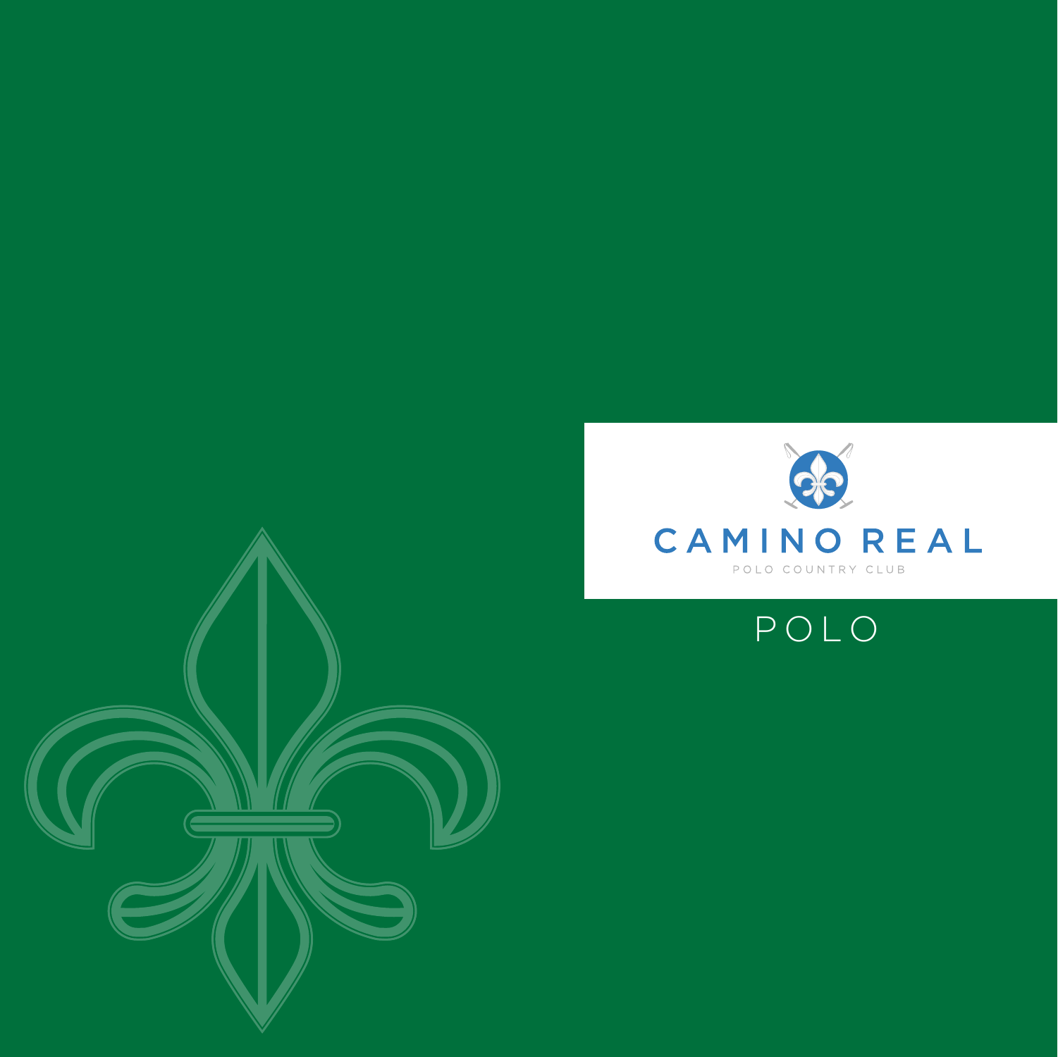# CAMINO REAL

POLO COUNTRY CLUB

## POLO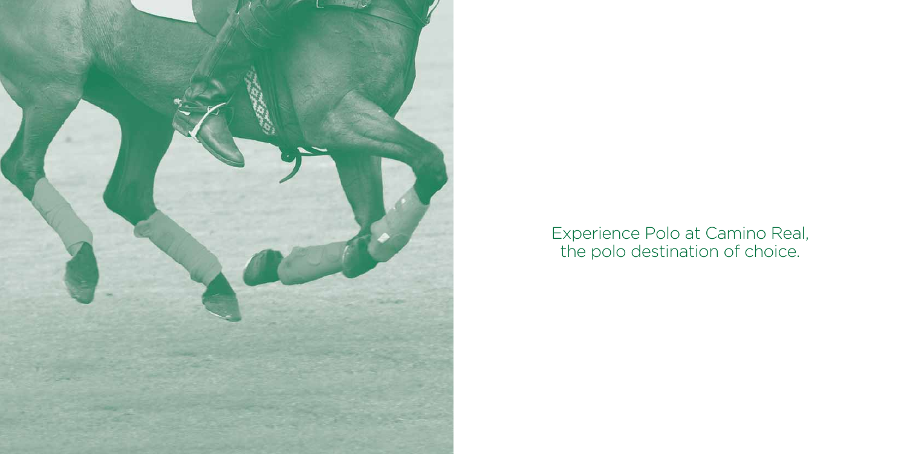Experience Polo at Camino Real,
the polo destination of choice.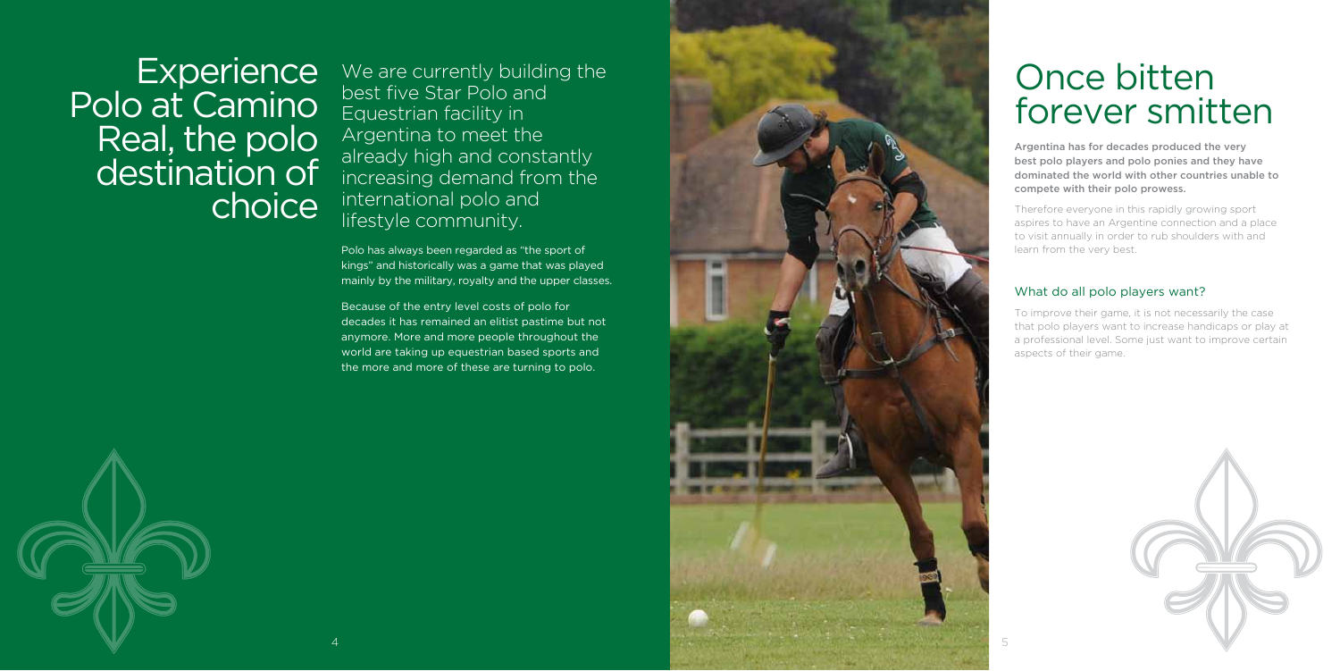# Experience Polo at Camino Real, the polo destination of choice

We are currently building the best five Star Polo and Equestrian facility in Argentina to meet the already high and constantly increasing demand from the international polo and lifestyle community.

Polo has always been regarded as "the sport of kings" and historically was a game that was played mainly by the military, royalty and the upper classes.

Because of the entry level costs of polo for decades it has remained an elitist pastime but not anymore. More and more people throughout the world are taking up equestrian based sports and the more and more of these are turning to polo.

# Once bitten forever smitten

**Argentina has for decades produced the very best polo players and polo ponies and they have dominated the world with other countries unable to compete with their polo prowess.**

Therefore everyone in this rapidly growing sport aspires to have an Argentine connection and a place to visit annually in order to rub shoulders with and learn from the very best.

## What do all polo players want?

To improve their game, it is not necessarily the case that polo players want to increase handicaps or play at a professional level. Some just want to improve certain aspects of their game.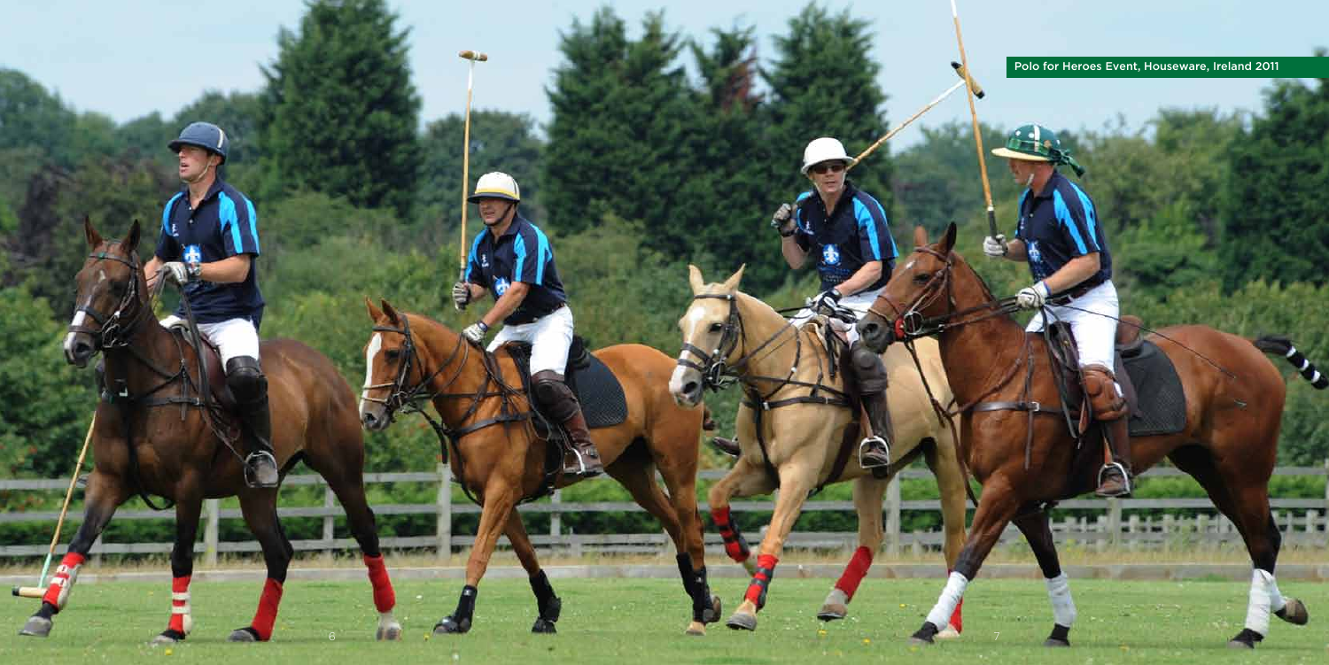Polo for Heroes Event, Houseware, Ireland 2011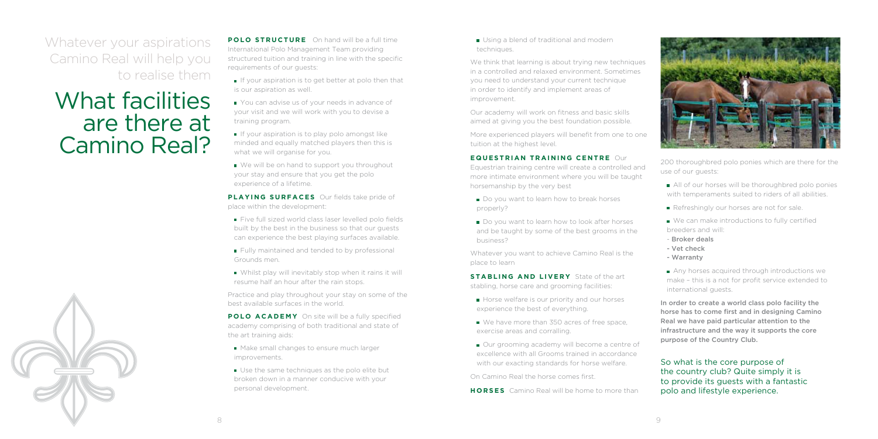Whatever your aspirations Camino Real will help you to realise them

# What facilities are there at Camino Real?

**POLO STRUCTURE** On hand will be a full time International Polo Management Team providing structured tuition and training in line with the specific requirements of our guests:

- If your aspiration is to get better at polo then that is our aspiration as well.
- You can advise us of your needs in advance of your visit and we will work with you to devise a training program.
- If your aspiration is to play polo amongst like minded and equally matched players then this is what we will organise for you.
- We will be on hand to support you throughout your stay and ensure that you get the polo experience of a lifetime.

**PLAYING SURFACES** Our fields take pride of place within the development:

- Five full sized world class laser levelled polo fields built by the best in the business so that our guests can experience the best playing surfaces available.
- Fully maintained and tended to by professional Grounds men.
- Whilst play will inevitably stop when it rains it will resume half an hour after the rain stops.

Practice and play throughout your stay on some of the best available surfaces in the world.

**POLO ACADEMY** On site will be a fully specified academy comprising of both traditional and state of the art training aids:

- Make small changes to ensure much larger improvements.
- Use the same techniques as the polo elite but broken down in a manner conducive with your personal development.
- Using a blend of traditional and modern techniques.

We think that learning is about trying new techniques in a controlled and relaxed environment. Sometimes you need to understand your current technique in order to identify and implement areas of improvement.

Our academy will work on fitness and basic skills aimed at giving you the best foundation possible.

More experienced players will benefit from one to one tuition at the highest level.

**EQUESTRIAN TRAINING CENTRE** Our Equestrian training centre will create a controlled and more intimate environment where you will be taught horsemanship by the very best

- Do you want to learn how to break horses properly?
- Do you want to learn how to look after horses and be taught by some of the best grooms in the business?

Whatever you want to achieve Camino Real is the place to learn

**STABLING AND LIVERY** State of the art stabling, horse care and grooming facilities:

- Horse welfare is our priority and our horses experience the best of everything.
- We have more than 350 acres of free space, exercise areas and corralling.
- Our grooming academy will become a centre of excellence with all Grooms trained in accordance with our exacting standards for horse welfare.

On Camino Real the horse comes first.

**HORSES** Camino Real will be home to more than 200 thoroughbred polo ponies which are there for the use of our guests:

- All of our horses will be thoroughbred polo ponies with temperaments suited to riders of all abilities.
- Refreshingly our horses are not for sale.
- We can make introductions to fully certified breeders and will:
  - Broker deals
  - Vet check
  - Warranty
- Any horses acquired through introductions we make – this is a not for profit service extended to international guests.

**In order to create a world class polo facility the horse has to come first and in designing Camino Real we have paid particular attention to the infrastructure and the way it supports the core purpose of the Country Club.**

So what is the core purpose of the country club? Quite simply it is to provide its guests with a fantastic polo and lifestyle experience.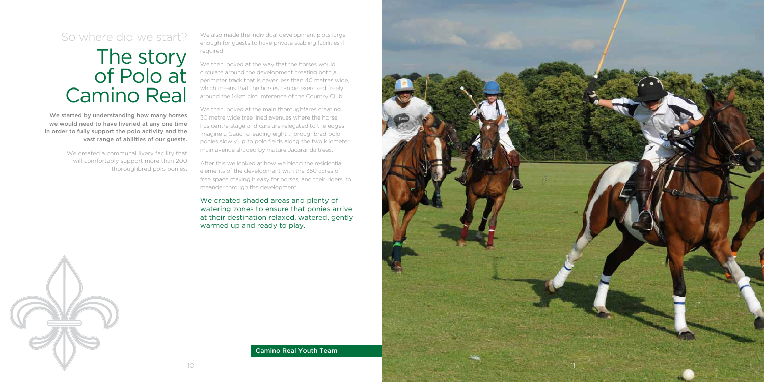## So where did we start?

# The story of Polo at Camino Real

**We started by understanding how many horses we would need to have liveried at any one time in order to fully support the polo activity and the vast range of abilities of our guests.**

We created a communal livery facility that will comfortably support more than 200 thoroughbred polo ponies.

We also made the individual development plots large enough for guests to have private stabling facilities if required.

We then looked at the way that the horses would circulate around the development creating both a perimeter track that is never less than 40 metres wide, which means that the horses can be exercised freely around the 14km circumference of the Country Club.

We then looked at the main thoroughfares creating 30 metre wide tree lined avenues where the horse has centre stage and cars are relegated to the edges. Imagine a Gaucho leading eight thoroughbred polo ponies slowly up to polo fields along the two kilometer main avenue shaded by mature Jacaranda trees.

After this we looked at how we blend the residential elements of the development with the 350 acres of free space making it easy for horses, and their riders, to meander through the development.

We created shaded areas and plenty of watering zones to ensure that ponies arrive at their destination relaxed, watered, gently warmed up and ready to play.

Camino Real Youth Team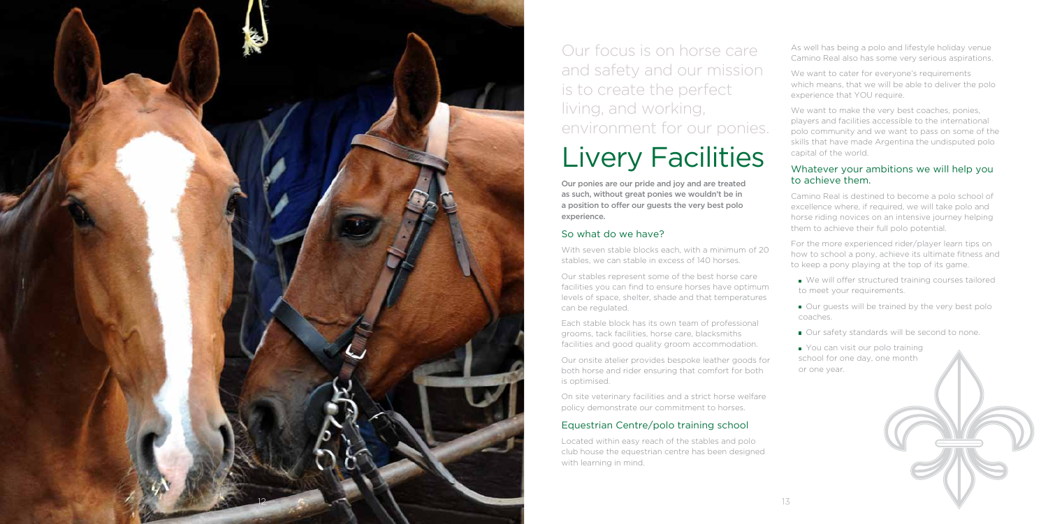Our focus is on horse care and safety and our mission is to create the perfect living, and working, environment for our ponies.

# Livery Facilities

**Our ponies are our pride and joy and are treated as such, without great ponies we wouldn't be in a position to offer our guests the very best polo experience.**

## So what do we have?

With seven stable blocks each, with a minimum of 20 stables, we can stable in excess of 140 horses.

Our stables represent some of the best horse care facilities you can find to ensure horses have optimum levels of space, shelter, shade and that temperatures can be regulated.

Each stable block has its own team of professional grooms, tack facilities, horse care, blacksmiths facilities and good quality groom accommodation.

Our onsite atelier provides bespoke leather goods for both horse and rider ensuring that comfort for both is optimised.

On site veterinary facilities and a strict horse welfare policy demonstrate our commitment to horses.

## Equestrian Centre/polo training school

Located within easy reach of the stables and polo club house the equestrian centre has been designed with learning in mind.

As well has being a polo and lifestyle holiday venue Camino Real also has some very serious aspirations.

We want to cater for everyone's requirements which means, that we will be able to deliver the polo experience that YOU require.

We want to make the very best coaches, ponies, players and facilities accessible to the international polo community and we want to pass on some of the skills that have made Argentina the undisputed polo capital of the world.

## Whatever your ambitions we will help you to achieve them.

Camino Real is destined to become a polo school of excellence where, if required, we will take polo and horse riding novices on an intensive journey helping them to achieve their full polo potential.

For the more experienced rider/player learn tips on how to school a pony, achieve its ultimate fitness and to keep a pony playing at the top of its game.

- We will offer structured training courses tailored to meet your requirements.
- Our guests will be trained by the very best polo coaches.
- Our safety standards will be second to none.
- You can visit our polo training school for one day, one month or one year.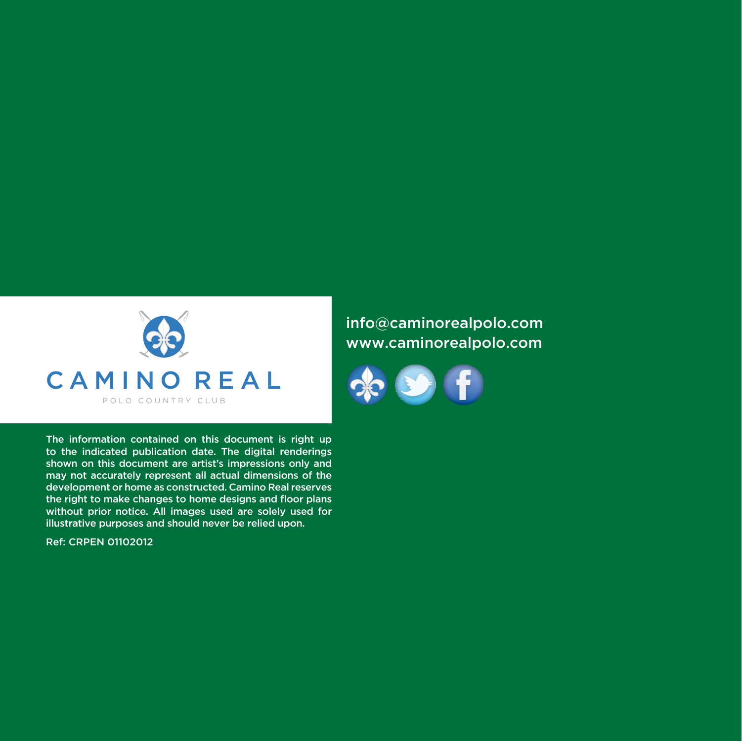CAMINO REAL

POLO COUNTRY CLUB

info@caminorealpolo.com
www.caminorealpolo.com

The information contained on this document is right up to the indicated publication date. The digital renderings shown on this document are artist's impressions only and may not accurately represent all actual dimensions of the development or home as constructed. Camino Real reserves the right to make changes to home designs and floor plans without prior notice. All images used are solely used for illustrative purposes and should never be relied upon.

Ref: CRPEN 01102012